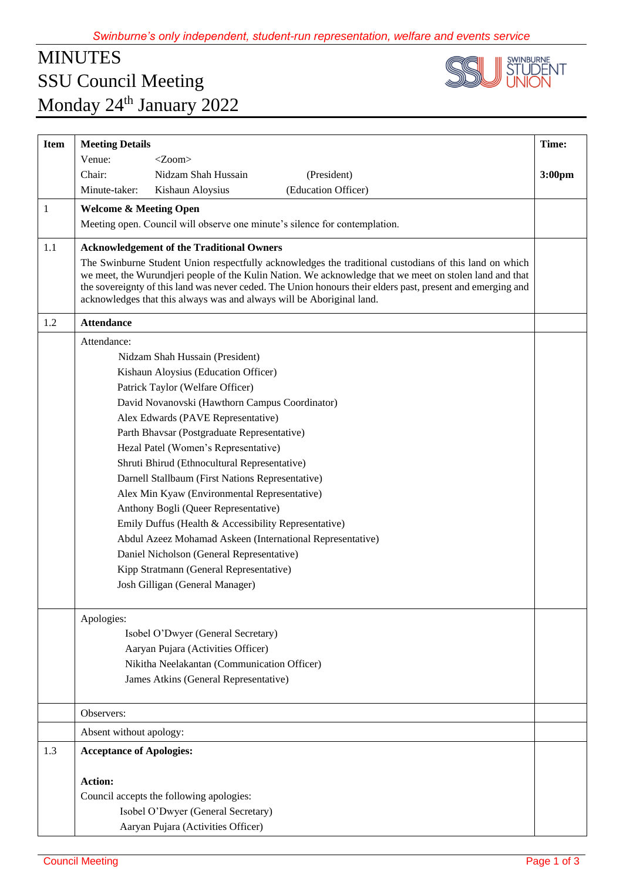*Swinburne's only independent, student-run representation, welfare and events service*

# MINUTES
# SSU Council Meeting
# Monday 24th January 2022

| Item | Meeting Details | Time: |
|---|---|---|
| | Venue: <Zoom> | |
| | Chair: Nidzam Shah Hussain (President) | 3:00pm |
| | Minute-taker: Kishaun Aloysius (Education Officer) | |
| 1 | **Welcome & Meeting Open**<br>Meeting open. Council will observe one minute's silence for contemplation. | |
| 1.1 | **Acknowledgement of the Traditional Owners**<br>The Swinburne Student Union respectfully acknowledges the traditional custodians of this land on which we meet, the Wurundjeri people of the Kulin Nation. We acknowledge that we meet on stolen land and that the sovereignty of this land was never ceded. The Union honours their elders past, present and emerging and acknowledges that this always was and always will be Aboriginal land. | |
| 1.2 | **Attendance** | |
| | Attendance:<br>Nidzam Shah Hussain (President)<br>Kishaun Aloysius (Education Officer)<br>Patrick Taylor (Welfare Officer)<br>David Novanovski (Hawthorn Campus Coordinator)<br>Alex Edwards (PAVE Representative)<br>Parth Bhavsar (Postgraduate Representative)<br>Hezal Patel (Women's Representative)<br>Shruti Bhirud (Ethnocultural Representative)<br>Darnell Stallbaum (First Nations Representative)<br>Alex Min Kyaw (Environmental Representative)<br>Anthony Bogli (Queer Representative)<br>Emily Duffus (Health & Accessibility Representative)<br>Abdul Azeez Mohamad Askeen (International Representative)<br>Daniel Nicholson (General Representative)<br>Kipp Stratmann (General Representative)<br>Josh Gilligan (General Manager) | |
| | Apologies:<br>Isobel O'Dwyer (General Secretary)<br>Aaryan Pujara (Activities Officer)<br>Nikitha Neelakantan (Communication Officer)<br>James Atkins (General Representative) | |
| | Observers: | |
| | Absent without apology: | |
| 1.3 | **Acceptance of Apologies:**<br><br>**Action:**<br>Council accepts the following apologies:<br>Isobel O'Dwyer (General Secretary)<br>Aaryan Pujara (Activities Officer) | |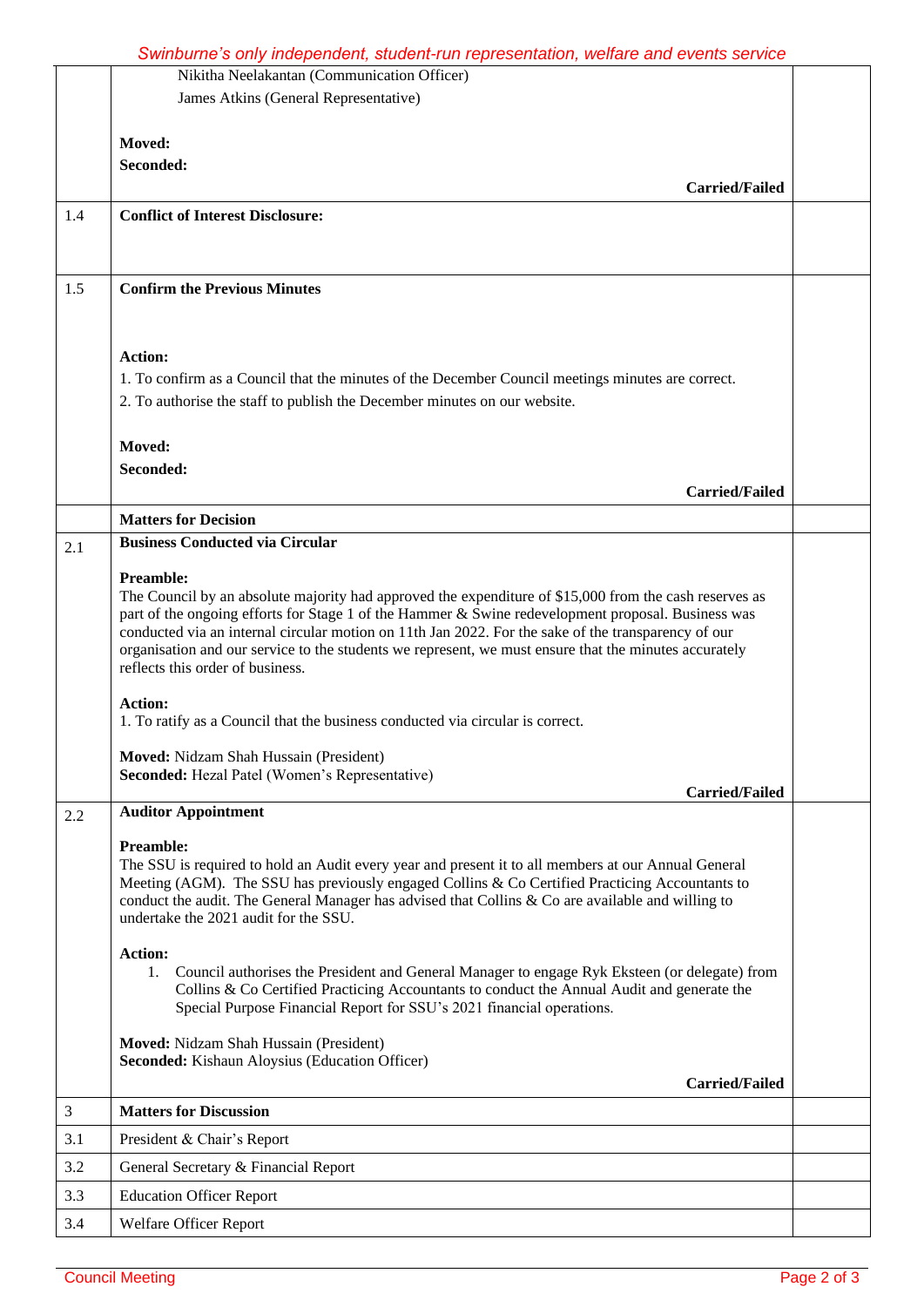| | | |
|---|---|---|
| | Nikitha Neelakantan (Communication Officer)<br>James Atkins (General Representative)<br><br>**Moved:**<br>**Seconded:**<br>**Carried/Failed** | |
| 1.4 | **Conflict of Interest Disclosure:** | |
| 1.5 | **Confirm the Previous Minutes**<br><br>**Action:**<br>1. To confirm as a Council that the minutes of the December Council meetings minutes are correct.<br>2. To authorise the staff to publish the December minutes on our website.<br><br>**Moved:**<br>**Seconded:**<br>**Carried/Failed** | |
| | **Matters for Decision** | |
| 2.1 | **Business Conducted via Circular**<br><br>**Preamble:**<br>The Council by an absolute majority had approved the expenditure of $15,000 from the cash reserves as part of the ongoing efforts for Stage 1 of the Hammer & Swine redevelopment proposal. Business was conducted via an internal circular motion on 11th Jan 2022. For the sake of the transparency of our organisation and our service to the students we represent, we must ensure that the minutes accurately reflects this order of business.<br><br>**Action:**<br>1. To ratify as a Council that the business conducted via circular is correct.<br><br>**Moved:** Nidzam Shah Hussain (President)<br>**Seconded:** Hezal Patel (Women's Representative)<br>**Carried/Failed** | |
| 2.2 | **Auditor Appointment**<br><br>**Preamble:**<br>The SSU is required to hold an Audit every year and present it to all members at our Annual General Meeting (AGM). The SSU has previously engaged Collins & Co Certified Practicing Accountants to conduct the audit. The General Manager has advised that Collins & Co are available and willing to undertake the 2021 audit for the SSU.<br><br>**Action:**<br>1. Council authorises the President and General Manager to engage Ryk Eksteen (or delegate) from Collins & Co Certified Practicing Accountants to conduct the Annual Audit and generate the Special Purpose Financial Report for SSU's 2021 financial operations.<br><br>**Moved:** Nidzam Shah Hussain (President)<br>**Seconded:** Kishaun Aloysius (Education Officer)<br>**Carried/Failed** | |
| 3 | **Matters for Discussion** | |
| 3.1 | President & Chair's Report | |
| 3.2 | General Secretary & Financial Report | |
| 3.3 | Education Officer Report | |
| 3.4 | Welfare Officer Report | |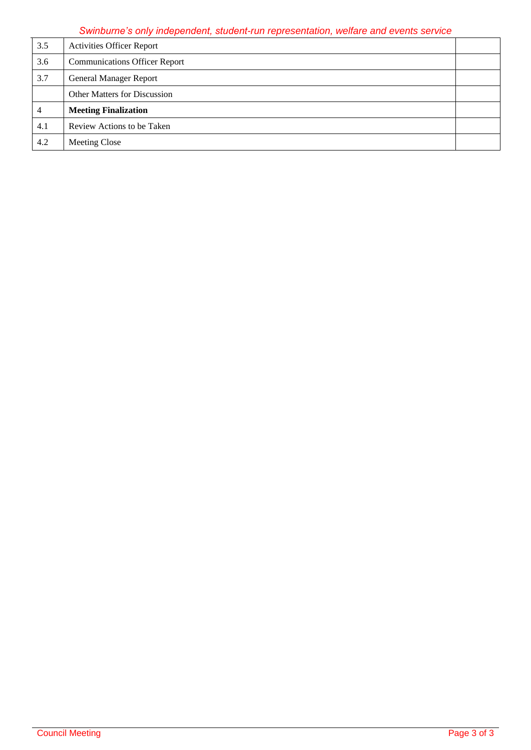| | | |
|---|---|---|
| 3.5 | Activities Officer Report | |
| 3.6 | Communications Officer Report | |
| 3.7 | General Manager Report | |
| | Other Matters for Discussion | |
| 4 | **Meeting Finalization** | |
| 4.1 | Review Actions to be Taken | |
| 4.2 | Meeting Close | |